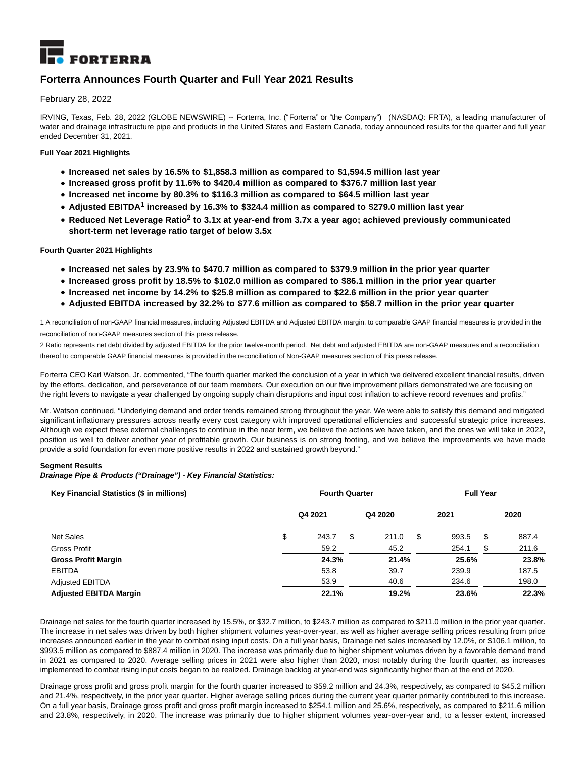FORTERRA

# Forterra Announces Fourth Quarter and Full Year 2021 Results

February 28, 2022

IRVING, Texas, Feb. 28, 2022 (GLOBE NEWSWIRE) -- Forterra, Inc. ("Forterra" or "the Company") (NASDAQ: FRTA), a leading manufacturer of water and drainage infrastructure pipe and products in the United States and Eastern Canada, today announced results for the quarter and full year ended December 31, 2021.

**Full Year 2021 Highlights**

- **Increased net sales by 16.5% to $1,858.3 million as compared to $1,594.5 million last year**
- **Increased gross profit by 11.6% to $420.4 million as compared to $376.7 million last year**
- **Increased net income by 80.3% to $116.3 million as compared to $64.5 million last year**
- **Adjusted EBITDA[1] increased by 16.3% to $324.4 million as compared to $279.0 million last year**
- **Reduced Net Leverage Ratio[2] to 3.1x at year-end from 3.7x a year ago; achieved previously communicated short-term net leverage ratio target of below 3.5x**

**Fourth Quarter 2021 Highlights**

- **Increased net sales by 23.9% to $470.7 million as compared to $379.9 million in the prior year quarter**
- **Increased gross profit by 18.5% to $102.0 million as compared to $86.1 million in the prior year quarter**
- **Increased net income by 14.2% to $25.8 million as compared to $22.6 million in the prior year quarter**
- **Adjusted EBITDA increased by 32.2% to $77.6 million as compared to $58.7 million in the prior year quarter**

1 A reconciliation of non-GAAP financial measures, including Adjusted EBITDA and Adjusted EBITDA margin, to comparable GAAP financial measures is provided in the reconciliation of non-GAAP measures section of this press release.

2 Ratio represents net debt divided by adjusted EBITDA for the prior twelve-month period. Net debt and adjusted EBITDA are non-GAAP measures and a reconciliation thereof to comparable GAAP financial measures is provided in the reconciliation of Non-GAAP measures section of this press release.

Forterra CEO Karl Watson, Jr. commented, "The fourth quarter marked the conclusion of a year in which we delivered excellent financial results, driven by the efforts, dedication, and perseverance of our team members. Our execution on our five improvement pillars demonstrated we are focusing on the right levers to navigate a year challenged by ongoing supply chain disruptions and input cost inflation to achieve record revenues and profits."

Mr. Watson continued, "Underlying demand and order trends remained strong throughout the year. We were able to satisfy this demand and mitigated significant inflationary pressures across nearly every cost category with improved operational efficiencies and successful strategic price increases. Although we expect these external challenges to continue in the near term, we believe the actions we have taken, and the ones we will take in 2022, position us well to deliver another year of profitable growth. Our business is on strong footing, and we believe the improvements we have made provide a solid foundation for even more positive results in 2022 and sustained growth beyond."

**Segment Results**

***Drainage Pipe & Products ("Drainage") - Key Financial Statistics:***

| Key Financial Statistics ($ in millions) | Fourth Quarter | | Full Year | |
|---|---|---|---|---|
| | Q4 2021 | Q4 2020 | 2021 | 2020 |
| Net Sales | $ 243.7 | $ 211.0 | $ 993.5 | $ 887.4 |
| Gross Profit | 59.2 | 45.2 | 254.1 | $ 211.6 |
| **Gross Profit Margin** | **24.3%** | **21.4%** | **25.6%** | **23.8%** |
| EBITDA | 53.8 | 39.7 | 239.9 | 187.5 |
| Adjusted EBITDA | 53.9 | 40.6 | 234.6 | 198.0 |
| **Adjusted EBITDA Margin** | **22.1%** | **19.2%** | **23.6%** | **22.3%** |

Drainage net sales for the fourth quarter increased by 15.5%, or $32.7 million, to $243.7 million as compared to $211.0 million in the prior year quarter. The increase in net sales was driven by both higher shipment volumes year-over-year, as well as higher average selling prices resulting from price increases announced earlier in the year to combat rising input costs. On a full year basis, Drainage net sales increased by 12.0%, or $106.1 million, to $993.5 million as compared to $887.4 million in 2020. The increase was primarily due to higher shipment volumes driven by a favorable demand trend in 2021 as compared to 2020. Average selling prices in 2021 were also higher than 2020, most notably during the fourth quarter, as increases implemented to combat rising input costs began to be realized. Drainage backlog at year-end was significantly higher than at the end of 2020.

Drainage gross profit and gross profit margin for the fourth quarter increased to $59.2 million and 24.3%, respectively, as compared to $45.2 million and 21.4%, respectively, in the prior year quarter. Higher average selling prices during the current year quarter primarily contributed to this increase. On a full year basis, Drainage gross profit and gross profit margin increased to $254.1 million and 25.6%, respectively, as compared to $211.6 million and 23.8%, respectively, in 2020. The increase was primarily due to higher shipment volumes year-over-year and, to a lesser extent, increased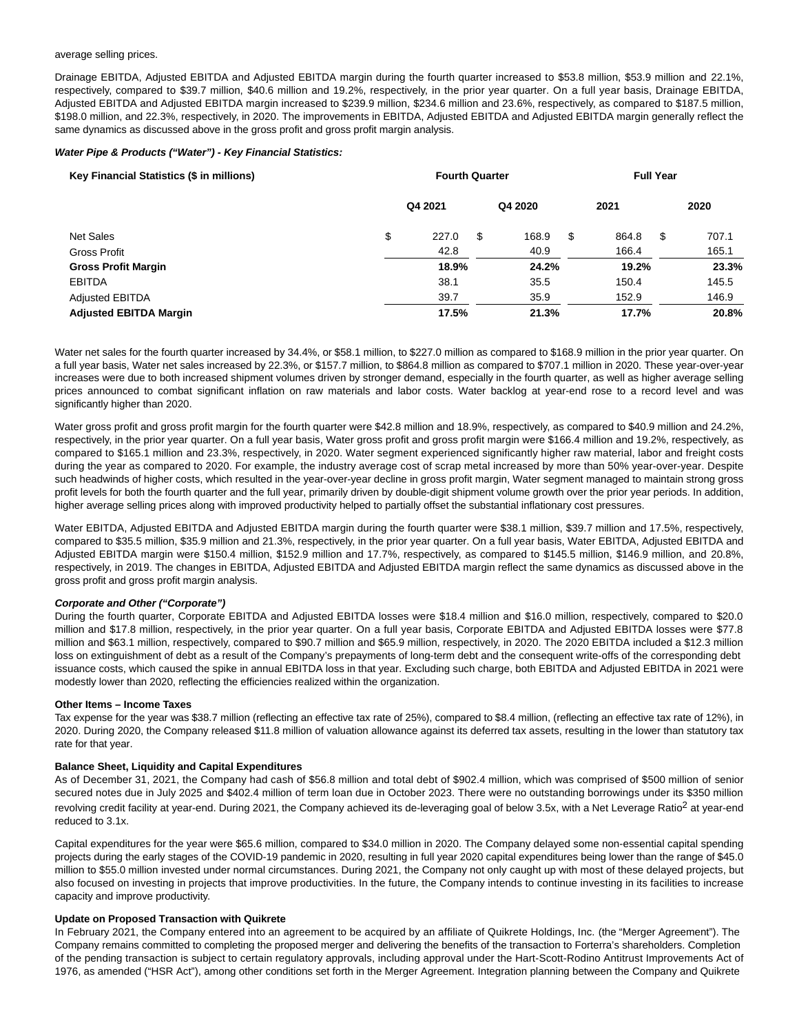average selling prices.

Drainage EBITDA, Adjusted EBITDA and Adjusted EBITDA margin during the fourth quarter increased to $53.8 million, $53.9 million and 22.1%, respectively, compared to $39.7 million, $40.6 million and 19.2%, respectively, in the prior year quarter. On a full year basis, Drainage EBITDA, Adjusted EBITDA and Adjusted EBITDA margin increased to $239.9 million, $234.6 million and 23.6%, respectively, as compared to $187.5 million, $198.0 million, and 22.3%, respectively, in 2020. The improvements in EBITDA, Adjusted EBITDA and Adjusted EBITDA margin generally reflect the same dynamics as discussed above in the gross profit and gross profit margin analysis.

***Water Pipe & Products ("Water") - Key Financial Statistics:***

| Key Financial Statistics ($ in millions) | Fourth Quarter | | Full Year | |
|---|---|---|---|---|
| | Q4 2021 | Q4 2020 | 2021 | 2020 |
| Net Sales | $ 227.0 | $ 168.9 | $ 864.8 | $ 707.1 |
| Gross Profit | 42.8 | 40.9 | 166.4 | 165.1 |
| **Gross Profit Margin** | **18.9%** | **24.2%** | **19.2%** | **23.3%** |
| EBITDA | 38.1 | 35.5 | 150.4 | 145.5 |
| Adjusted EBITDA | 39.7 | 35.9 | 152.9 | 146.9 |
| **Adjusted EBITDA Margin** | **17.5%** | **21.3%** | **17.7%** | **20.8%** |

Water net sales for the fourth quarter increased by 34.4%, or $58.1 million, to $227.0 million as compared to $168.9 million in the prior year quarter. On a full year basis, Water net sales increased by 22.3%, or $157.7 million, to $864.8 million as compared to $707.1 million in 2020. These year-over-year increases were due to both increased shipment volumes driven by stronger demand, especially in the fourth quarter, as well as higher average selling prices announced to combat significant inflation on raw materials and labor costs. Water backlog at year-end rose to a record level and was significantly higher than 2020.

Water gross profit and gross profit margin for the fourth quarter were $42.8 million and 18.9%, respectively, as compared to $40.9 million and 24.2%, respectively, in the prior year quarter. On a full year basis, Water gross profit and gross profit margin were $166.4 million and 19.2%, respectively, as compared to $165.1 million and 23.3%, respectively, in 2020. Water segment experienced significantly higher raw material, labor and freight costs during the year as compared to 2020. For example, the industry average cost of scrap metal increased by more than 50% year-over-year. Despite such headwinds of higher costs, which resulted in the year-over-year decline in gross profit margin, Water segment managed to maintain strong gross profit levels for both the fourth quarter and the full year, primarily driven by double-digit shipment volume growth over the prior year periods. In addition, higher average selling prices along with improved productivity helped to partially offset the substantial inflationary cost pressures.

Water EBITDA, Adjusted EBITDA and Adjusted EBITDA margin during the fourth quarter were $38.1 million, $39.7 million and 17.5%, respectively, compared to $35.5 million, $35.9 million and 21.3%, respectively, in the prior year quarter. On a full year basis, Water EBITDA, Adjusted EBITDA and Adjusted EBITDA margin were $150.4 million, $152.9 million and 17.7%, respectively, as compared to $145.5 million, $146.9 million, and 20.8%, respectively, in 2019. The changes in EBITDA, Adjusted EBITDA and Adjusted EBITDA margin reflect the same dynamics as discussed above in the gross profit and gross profit margin analysis.

***Corporate and Other ("Corporate")***

During the fourth quarter, Corporate EBITDA and Adjusted EBITDA losses were $18.4 million and $16.0 million, respectively, compared to $20.0 million and $17.8 million, respectively, in the prior year quarter. On a full year basis, Corporate EBITDA and Adjusted EBITDA losses were $77.8 million and $63.1 million, respectively, compared to $90.7 million and $65.9 million, respectively, in 2020. The 2020 EBITDA included a $12.3 million loss on extinguishment of debt as a result of the Company's prepayments of long-term debt and the consequent write-offs of the corresponding debt issuance costs, which caused the spike in annual EBITDA loss in that year. Excluding such charge, both EBITDA and Adjusted EBITDA in 2021 were modestly lower than 2020, reflecting the efficiencies realized within the organization.

**Other Items – Income Taxes**

Tax expense for the year was $38.7 million (reflecting an effective tax rate of 25%), compared to $8.4 million, (reflecting an effective tax rate of 12%), in 2020. During 2020, the Company released $11.8 million of valuation allowance against its deferred tax assets, resulting in the lower than statutory tax rate for that year.

**Balance Sheet, Liquidity and Capital Expenditures**

As of December 31, 2021, the Company had cash of $56.8 million and total debt of $902.4 million, which was comprised of $500 million of senior secured notes due in July 2025 and $402.4 million of term loan due in October 2023. There were no outstanding borrowings under its $350 million revolving credit facility at year-end. During 2021, the Company achieved its de-leveraging goal of below 3.5x, with a Net Leverage Ratio[2] at year-end reduced to 3.1x.

Capital expenditures for the year were $65.6 million, compared to $34.0 million in 2020. The Company delayed some non-essential capital spending projects during the early stages of the COVID-19 pandemic in 2020, resulting in full year 2020 capital expenditures being lower than the range of $45.0 million to $55.0 million invested under normal circumstances. During 2021, the Company not only caught up with most of these delayed projects, but also focused on investing in projects that improve productivities. In the future, the Company intends to continue investing in its facilities to increase capacity and improve productivity.

**Update on Proposed Transaction with Quikrete**

In February 2021, the Company entered into an agreement to be acquired by an affiliate of Quikrete Holdings, Inc. (the "Merger Agreement"). The Company remains committed to completing the proposed merger and delivering the benefits of the transaction to Forterra's shareholders. Completion of the pending transaction is subject to certain regulatory approvals, including approval under the Hart-Scott-Rodino Antitrust Improvements Act of 1976, as amended ("HSR Act"), among other conditions set forth in the Merger Agreement. Integration planning between the Company and Quikrete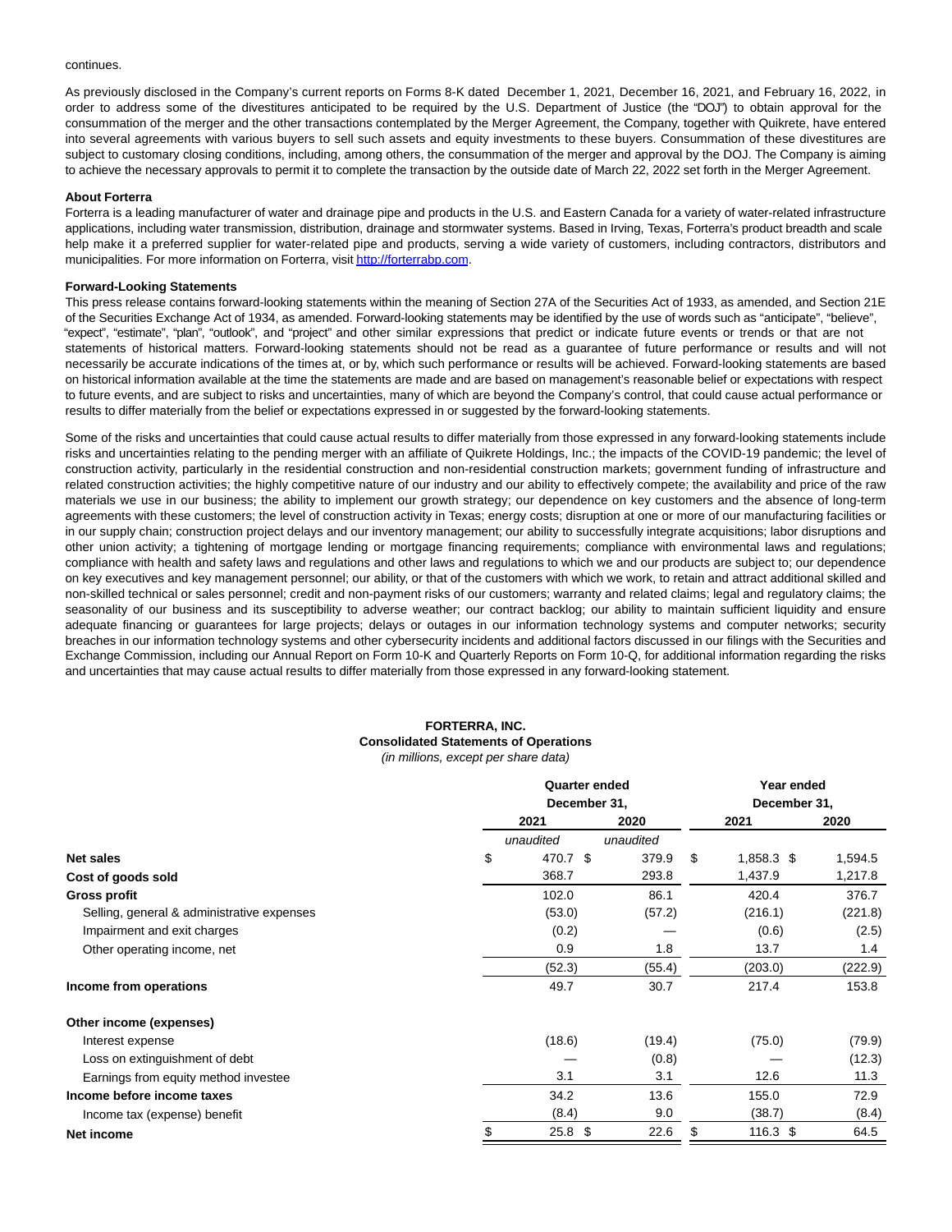continues.

As previously disclosed in the Company's current reports on Forms 8-K dated December 1, 2021, December 16, 2021, and February 16, 2022, in order to address some of the divestitures anticipated to be required by the U.S. Department of Justice (the "DOJ") to obtain approval for the consummation of the merger and the other transactions contemplated by the Merger Agreement, the Company, together with Quikrete, have entered into several agreements with various buyers to sell such assets and equity investments to these buyers. Consummation of these divestitures are subject to customary closing conditions, including, among others, the consummation of the merger and approval by the DOJ. The Company is aiming to achieve the necessary approvals to permit it to complete the transaction by the outside date of March 22, 2022 set forth in the Merger Agreement.

**About Forterra**

Forterra is a leading manufacturer of water and drainage pipe and products in the U.S. and Eastern Canada for a variety of water-related infrastructure applications, including water transmission, distribution, drainage and stormwater systems. Based in Irving, Texas, Forterra's product breadth and scale help make it a preferred supplier for water-related pipe and products, serving a wide variety of customers, including contractors, distributors and municipalities. For more information on Forterra, visit [http://forterrabp.com](http://forterrabp.com).

**Forward-Looking Statements**

This press release contains forward-looking statements within the meaning of Section 27A of the Securities Act of 1933, as amended, and Section 21E of the Securities Exchange Act of 1934, as amended. Forward-looking statements may be identified by the use of words such as "anticipate", "believe", "expect", "estimate", "plan", "outlook", and "project" and other similar expressions that predict or indicate future events or trends or that are not statements of historical matters. Forward-looking statements should not be read as a guarantee of future performance or results and will not necessarily be accurate indications of the times at, or by, which such performance or results will be achieved. Forward-looking statements are based on historical information available at the time the statements are made and are based on management's reasonable belief or expectations with respect to future events, and are subject to risks and uncertainties, many of which are beyond the Company's control, that could cause actual performance or results to differ materially from the belief or expectations expressed in or suggested by the forward-looking statements.

Some of the risks and uncertainties that could cause actual results to differ materially from those expressed in any forward-looking statements include risks and uncertainties relating to the pending merger with an affiliate of Quikrete Holdings, Inc.; the impacts of the COVID-19 pandemic; the level of construction activity, particularly in the residential construction and non-residential construction markets; government funding of infrastructure and related construction activities; the highly competitive nature of our industry and our ability to effectively compete; the availability and price of the raw materials we use in our business; the ability to implement our growth strategy; our dependence on key customers and the absence of long-term agreements with these customers; the level of construction activity in Texas; energy costs; disruption at one or more of our manufacturing facilities or in our supply chain; construction project delays and our inventory management; our ability to successfully integrate acquisitions; labor disruptions and other union activity; a tightening of mortgage lending or mortgage financing requirements; compliance with environmental laws and regulations; compliance with health and safety laws and regulations and other laws and regulations to which we and our products are subject to; our dependence on key executives and key management personnel; our ability, or that of the customers with which we work, to retain and attract additional skilled and non-skilled technical or sales personnel; credit and non-payment risks of our customers; warranty and related claims; legal and regulatory claims; the seasonality of our business and its susceptibility to adverse weather; our contract backlog; our ability to maintain sufficient liquidity and ensure adequate financing or guarantees for large projects; delays or outages in our information technology systems and computer networks; security breaches in our information technology systems and other cybersecurity incidents and additional factors discussed in our filings with the Securities and Exchange Commission, including our Annual Report on Form 10-K and Quarterly Reports on Form 10-Q, for additional information regarding the risks and uncertainties that may cause actual results to differ materially from those expressed in any forward-looking statement.

**FORTERRA, INC.**
**Consolidated Statements of Operations**
*(in millions, except per share data)*

| | Quarter ended December 31, | | Year ended December 31, | |
|---|---|---|---|---|
| | 2021 | 2020 | 2021 | 2020 |
| | *unaudited* | *unaudited* | | |
| **Net sales** | $ 470.7 | $ 379.9 | $ 1,858.3 | $ 1,594.5 |
| **Cost of goods sold** | 368.7 | 293.8 | 1,437.9 | 1,217.8 |
| **Gross profit** | 102.0 | 86.1 | 420.4 | 376.7 |
| Selling, general & administrative expenses | (53.0) | (57.2) | (216.1) | (221.8) |
| Impairment and exit charges | (0.2) | — | (0.6) | (2.5) |
| Other operating income, net | 0.9 | 1.8 | 13.7 | 1.4 |
| | (52.3) | (55.4) | (203.0) | (222.9) |
| **Income from operations** | 49.7 | 30.7 | 217.4 | 153.8 |
| **Other income (expenses)** | | | | |
| Interest expense | (18.6) | (19.4) | (75.0) | (79.9) |
| Loss on extinguishment of debt | — | (0.8) | — | (12.3) |
| Earnings from equity method investee | 3.1 | 3.1 | 12.6 | 11.3 |
| **Income before income taxes** | 34.2 | 13.6 | 155.0 | 72.9 |
| Income tax (expense) benefit | (8.4) | 9.0 | (38.7) | (8.4) |
| **Net income** | $ 25.8 | $ 22.6 | $ 116.3 | $ 64.5 |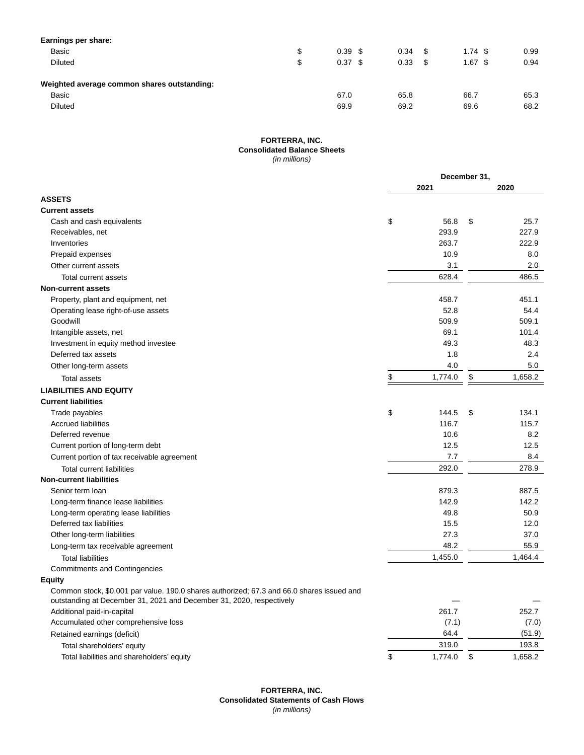| | | | | |
|---|---|---|---|---|
| **Earnings per share:** | | | | |
| Basic | $ 0.39 | $ 0.34 | $ 1.74 | $ 0.99 |
| Diluted | $ 0.37 | $ 0.33 | $ 1.67 | $ 0.94 |
| | | | | |
| **Weighted average common shares outstanding:** | | | | |
| Basic | 67.0 | 65.8 | 66.7 | 65.3 |
| Diluted | 69.9 | 69.2 | 69.6 | 68.2 |

**FORTERRA, INC.**
**Consolidated Balance Sheets**
*(in millions)*

| | December 31, | |
|---|---|---|
| | **2021** | **2020** |
| **ASSETS** | | |
| **Current assets** | | |
| Cash and cash equivalents | $ 56.8 | $ 25.7 |
| Receivables, net | 293.9 | 227.9 |
| Inventories | 263.7 | 222.9 |
| Prepaid expenses | 10.9 | 8.0 |
| Other current assets | 3.1 | 2.0 |
| Total current assets | 628.4 | 486.5 |
| **Non-current assets** | | |
| Property, plant and equipment, net | 458.7 | 451.1 |
| Operating lease right-of-use assets | 52.8 | 54.4 |
| Goodwill | 509.9 | 509.1 |
| Intangible assets, net | 69.1 | 101.4 |
| Investment in equity method investee | 49.3 | 48.3 |
| Deferred tax assets | 1.8 | 2.4 |
| Other long-term assets | 4.0 | 5.0 |
| Total assets | $ 1,774.0 | $ 1,658.2 |
| **LIABILITIES AND EQUITY** | | |
| **Current liabilities** | | |
| Trade payables | $ 144.5 | $ 134.1 |
| Accrued liabilities | 116.7 | 115.7 |
| Deferred revenue | 10.6 | 8.2 |
| Current portion of long-term debt | 12.5 | 12.5 |
| Current portion of tax receivable agreement | 7.7 | 8.4 |
| Total current liabilities | 292.0 | 278.9 |
| **Non-current liabilities** | | |
| Senior term loan | 879.3 | 887.5 |
| Long-term finance lease liabilities | 142.9 | 142.2 |
| Long-term operating lease liabilities | 49.8 | 50.9 |
| Deferred tax liabilities | 15.5 | 12.0 |
| Other long-term liabilities | 27.3 | 37.0 |
| Long-term tax receivable agreement | 48.2 | 55.9 |
| Total liabilities | 1,455.0 | 1,464.4 |
| Commitments and Contingencies | | |
| **Equity** | | |
| Common stock, $0.001 par value. 190.0 shares authorized; 67.3 and 66.0 shares issued and outstanding at December 31, 2021 and December 31, 2020, respectively | — | — |
| Additional paid-in-capital | 261.7 | 252.7 |
| Accumulated other comprehensive loss | (7.1) | (7.0) |
| Retained earnings (deficit) | 64.4 | (51.9) |
| Total shareholders' equity | 319.0 | 193.8 |
| Total liabilities and shareholders' equity | $ 1,774.0 | $ 1,658.2 |

**FORTERRA, INC.**
**Consolidated Statements of Cash Flows**
*(in millions)*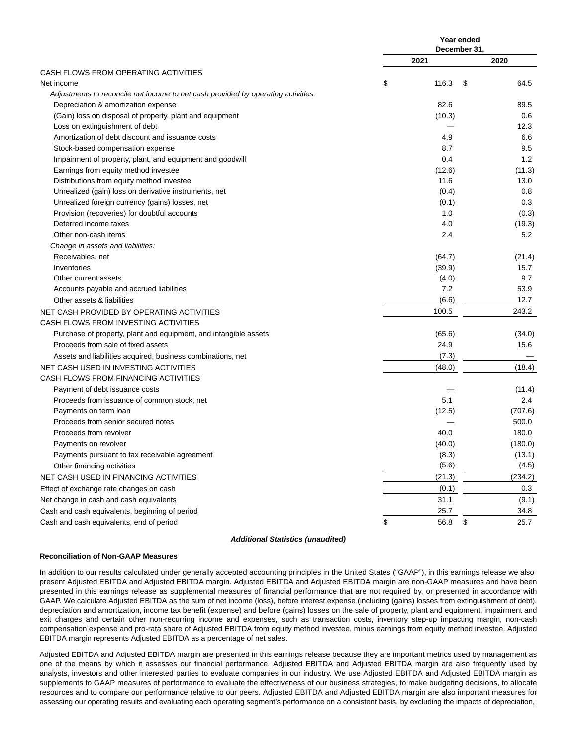| | Year ended December 31, | |
|---|---|---|
| | 2021 | 2020 |
| CASH FLOWS FROM OPERATING ACTIVITIES | | |
| Net income | $ 116.3 | $ 64.5 |
| *Adjustments to reconcile net income to net cash provided by operating activities:* | | |
| Depreciation & amortization expense | 82.6 | 89.5 |
| (Gain) loss on disposal of property, plant and equipment | (10.3) | 0.6 |
| Loss on extinguishment of debt | — | 12.3 |
| Amortization of debt discount and issuance costs | 4.9 | 6.6 |
| Stock-based compensation expense | 8.7 | 9.5 |
| Impairment of property, plant, and equipment and goodwill | 0.4 | 1.2 |
| Earnings from equity method investee | (12.6) | (11.3) |
| Distributions from equity method investee | 11.6 | 13.0 |
| Unrealized (gain) loss on derivative instruments, net | (0.4) | 0.8 |
| Unrealized foreign currency (gains) losses, net | (0.1) | 0.3 |
| Provision (recoveries) for doubtful accounts | 1.0 | (0.3) |
| Deferred income taxes | 4.0 | (19.3) |
| Other non-cash items | 2.4 | 5.2 |
| *Change in assets and liabilities:* | | |
| Receivables, net | (64.7) | (21.4) |
| Inventories | (39.9) | 15.7 |
| Other current assets | (4.0) | 9.7 |
| Accounts payable and accrued liabilities | 7.2 | 53.9 |
| Other assets & liabilities | (6.6) | 12.7 |
| NET CASH PROVIDED BY OPERATING ACTIVITIES | 100.5 | 243.2 |
| CASH FLOWS FROM INVESTING ACTIVITIES | | |
| Purchase of property, plant and equipment, and intangible assets | (65.6) | (34.0) |
| Proceeds from sale of fixed assets | 24.9 | 15.6 |
| Assets and liabilities acquired, business combinations, net | (7.3) | — |
| NET CASH USED IN INVESTING ACTIVITIES | (48.0) | (18.4) |
| CASH FLOWS FROM FINANCING ACTIVITIES | | |
| Payment of debt issuance costs | — | (11.4) |
| Proceeds from issuance of common stock, net | 5.1 | 2.4 |
| Payments on term loan | (12.5) | (707.6) |
| Proceeds from senior secured notes | — | 500.0 |
| Proceeds from revolver | 40.0 | 180.0 |
| Payments on revolver | (40.0) | (180.0) |
| Payments pursuant to tax receivable agreement | (8.3) | (13.1) |
| Other financing activities | (5.6) | (4.5) |
| NET CASH USED IN FINANCING ACTIVITIES | (21.3) | (234.2) |
| Effect of exchange rate changes on cash | (0.1) | 0.3 |
| Net change in cash and cash equivalents | 31.1 | (9.1) |
| Cash and cash equivalents, beginning of period | 25.7 | 34.8 |
| Cash and cash equivalents, end of period | $ 56.8 | $ 25.7 |

***Additional Statistics (unaudited)***

**Reconciliation of Non-GAAP Measures**

In addition to our results calculated under generally accepted accounting principles in the United States ("GAAP"), in this earnings release we also present Adjusted EBITDA and Adjusted EBITDA margin. Adjusted EBITDA and Adjusted EBITDA margin are non-GAAP measures and have been presented in this earnings release as supplemental measures of financial performance that are not required by, or presented in accordance with GAAP. We calculate Adjusted EBITDA as the sum of net income (loss), before interest expense (including (gains) losses from extinguishment of debt), depreciation and amortization, income tax benefit (expense) and before (gains) losses on the sale of property, plant and equipment, impairment and exit charges and certain other non-recurring income and expenses, such as transaction costs, inventory step-up impacting margin, non-cash compensation expense and pro-rata share of Adjusted EBITDA from equity method investee, minus earnings from equity method investee. Adjusted EBITDA margin represents Adjusted EBITDA as a percentage of net sales.

Adjusted EBITDA and Adjusted EBITDA margin are presented in this earnings release because they are important metrics used by management as one of the means by which it assesses our financial performance. Adjusted EBITDA and Adjusted EBITDA margin are also frequently used by analysts, investors and other interested parties to evaluate companies in our industry. We use Adjusted EBITDA and Adjusted EBITDA margin as supplements to GAAP measures of performance to evaluate the effectiveness of our business strategies, to make budgeting decisions, to allocate resources and to compare our performance relative to our peers. Adjusted EBITDA and Adjusted EBITDA margin are also important measures for assessing our operating results and evaluating each operating segment's performance on a consistent basis, by excluding the impacts of depreciation,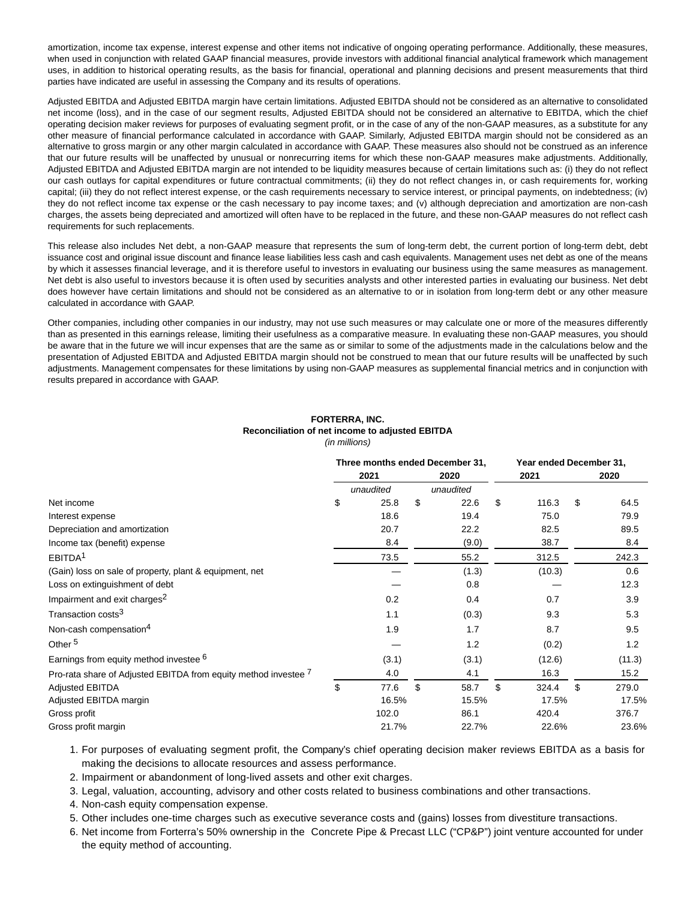amortization, income tax expense, interest expense and other items not indicative of ongoing operating performance. Additionally, these measures, when used in conjunction with related GAAP financial measures, provide investors with additional financial analytical framework which management uses, in addition to historical operating results, as the basis for financial, operational and planning decisions and present measurements that third parties have indicated are useful in assessing the Company and its results of operations.

Adjusted EBITDA and Adjusted EBITDA margin have certain limitations. Adjusted EBITDA should not be considered as an alternative to consolidated net income (loss), and in the case of our segment results, Adjusted EBITDA should not be considered an alternative to EBITDA, which the chief operating decision maker reviews for purposes of evaluating segment profit, or in the case of any of the non-GAAP measures, as a substitute for any other measure of financial performance calculated in accordance with GAAP. Similarly, Adjusted EBITDA margin should not be considered as an alternative to gross margin or any other margin calculated in accordance with GAAP. These measures also should not be construed as an inference that our future results will be unaffected by unusual or nonrecurring items for which these non-GAAP measures make adjustments. Additionally, Adjusted EBITDA and Adjusted EBITDA margin are not intended to be liquidity measures because of certain limitations such as: (i) they do not reflect our cash outlays for capital expenditures or future contractual commitments; (ii) they do not reflect changes in, or cash requirements for, working capital; (iii) they do not reflect interest expense, or the cash requirements necessary to service interest, or principal payments, on indebtedness; (iv) they do not reflect income tax expense or the cash necessary to pay income taxes; and (v) although depreciation and amortization are non-cash charges, the assets being depreciated and amortized will often have to be replaced in the future, and these non-GAAP measures do not reflect cash requirements for such replacements.

This release also includes Net debt, a non-GAAP measure that represents the sum of long-term debt, the current portion of long-term debt, debt issuance cost and original issue discount and finance lease liabilities less cash and cash equivalents. Management uses net debt as one of the means by which it assesses financial leverage, and it is therefore useful to investors in evaluating our business using the same measures as management. Net debt is also useful to investors because it is often used by securities analysts and other interested parties in evaluating our business. Net debt does however have certain limitations and should not be considered as an alternative to or in isolation from long-term debt or any other measure calculated in accordance with GAAP.

Other companies, including other companies in our industry, may not use such measures or may calculate one or more of the measures differently than as presented in this earnings release, limiting their usefulness as a comparative measure. In evaluating these non-GAAP measures, you should be aware that in the future we will incur expenses that are the same as or similar to some of the adjustments made in the calculations below and the presentation of Adjusted EBITDA and Adjusted EBITDA margin should not be construed to mean that our future results will be unaffected by such adjustments. Management compensates for these limitations by using non-GAAP measures as supplemental financial metrics and in conjunction with results prepared in accordance with GAAP.

**FORTERRA, INC.**
**Reconciliation of net income to adjusted EBITDA**
*(in millions)*

| | Three months ended December 31, | | Year ended December 31, | |
|---|---|---|---|---|
| | 2021 | 2020 | 2021 | 2020 |
| | *unaudited* | *unaudited* | | |
| Net income | $ 25.8 | $ 22.6 | $ 116.3 | $ 64.5 |
| Interest expense | 18.6 | 19.4 | 75.0 | 79.9 |
| Depreciation and amortization | 20.7 | 22.2 | 82.5 | 89.5 |
| Income tax (benefit) expense | 8.4 | (9.0) | 38.7 | 8.4 |
| EBITDA[1] | 73.5 | 55.2 | 312.5 | 242.3 |
| (Gain) loss on sale of property, plant & equipment, net | — | (1.3) | (10.3) | 0.6 |
| Loss on extinguishment of debt | — | 0.8 | — | 12.3 |
| Impairment and exit charges[2] | 0.2 | 0.4 | 0.7 | 3.9 |
| Transaction costs[3] | 1.1 | (0.3) | 9.3 | 5.3 |
| Non-cash compensation[4] | 1.9 | 1.7 | 8.7 | 9.5 |
| Other [5] | — | 1.2 | (0.2) | 1.2 |
| Earnings from equity method investee [6] | (3.1) | (3.1) | (12.6) | (11.3) |
| Pro-rata share of Adjusted EBITDA from equity method investee [7] | 4.0 | 4.1 | 16.3 | 15.2 |
| Adjusted EBITDA | $ 77.6 | $ 58.7 | $ 324.4 | $ 279.0 |
| Adjusted EBITDA margin | 16.5% | 15.5% | 17.5% | 17.5% |
| Gross profit | 102.0 | 86.1 | 420.4 | 376.7 |
| Gross profit margin | 21.7% | 22.7% | 22.6% | 23.6% |

1. For purposes of evaluating segment profit, the Company's chief operating decision maker reviews EBITDA as a basis for making the decisions to allocate resources and assess performance.
2. Impairment or abandonment of long-lived assets and other exit charges.
3. Legal, valuation, accounting, advisory and other costs related to business combinations and other transactions.
4. Non-cash equity compensation expense.
5. Other includes one-time charges such as executive severance costs and (gains) losses from divestiture transactions.
6. Net income from Forterra's 50% ownership in the Concrete Pipe & Precast LLC ("CP&P") joint venture accounted for under the equity method of accounting.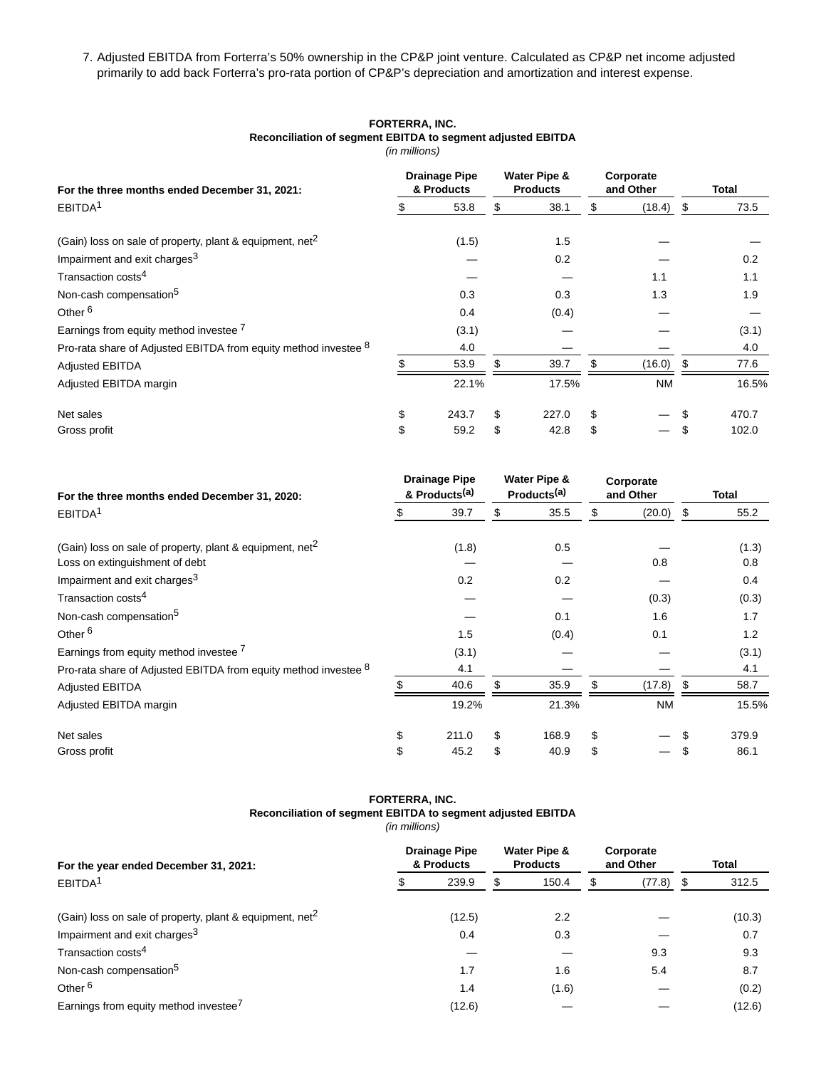7. Adjusted EBITDA from Forterra's 50% ownership in the CP&P joint venture. Calculated as CP&P net income adjusted primarily to add back Forterra's pro-rata portion of CP&P's depreciation and amortization and interest expense.

**FORTERRA, INC.**
**Reconciliation of segment EBITDA to segment adjusted EBITDA**
*(in millions)*

| For the three months ended December 31, 2021: | Drainage Pipe & Products | Water Pipe & Products | Corporate and Other | Total |
|---|---|---|---|---|
| EBITDA[1] | $ 53.8 | $ 38.1 | $ (18.4) | $ 73.5 |
| (Gain) loss on sale of property, plant & equipment, net[2] | (1.5) | 1.5 | — | — |
| Impairment and exit charges[3] | — | 0.2 | — | 0.2 |
| Transaction costs[4] | — | — | 1.1 | 1.1 |
| Non-cash compensation[5] | 0.3 | 0.3 | 1.3 | 1.9 |
| Other [6] | 0.4 | (0.4) | — | — |
| Earnings from equity method investee [7] | (3.1) | — | — | (3.1) |
| Pro-rata share of Adjusted EBITDA from equity method investee [8] | 4.0 | — | — | 4.0 |
| Adjusted EBITDA | $ 53.9 | $ 39.7 | $ (16.0) | $ 77.6 |
| Adjusted EBITDA margin | 22.1% | 17.5% | NM | 16.5% |
| Net sales | $ 243.7 | $ 227.0 | $ — | $ 470.7 |
| Gross profit | $ 59.2 | $ 42.8 | $ — | $ 102.0 |

| For the three months ended December 31, 2020: | Drainage Pipe & Products(a) | Water Pipe & Products(a) | Corporate and Other | Total |
|---|---|---|---|---|
| EBITDA[1] | $ 39.7 | $ 35.5 | $ (20.0) | $ 55.2 |
| (Gain) loss on sale of property, plant & equipment, net[2] | (1.8) | 0.5 | — | (1.3) |
| Loss on extinguishment of debt | — | — | 0.8 | 0.8 |
| Impairment and exit charges[3] | 0.2 | 0.2 | — | 0.4 |
| Transaction costs[4] | — | — | (0.3) | (0.3) |
| Non-cash compensation[5] | — | 0.1 | 1.6 | 1.7 |
| Other [6] | 1.5 | (0.4) | 0.1 | 1.2 |
| Earnings from equity method investee [7] | (3.1) | — | — | (3.1) |
| Pro-rata share of Adjusted EBITDA from equity method investee [8] | 4.1 | — | — | 4.1 |
| Adjusted EBITDA | $ 40.6 | $ 35.9 | $ (17.8) | $ 58.7 |
| Adjusted EBITDA margin | 19.2% | 21.3% | NM | 15.5% |
| Net sales | $ 211.0 | $ 168.9 | $ — | $ 379.9 |
| Gross profit | $ 45.2 | $ 40.9 | $ — | $ 86.1 |

**FORTERRA, INC.**
**Reconciliation of segment EBITDA to segment adjusted EBITDA**
*(in millions)*

| For the year ended December 31, 2021: | Drainage Pipe & Products | Water Pipe & Products | Corporate and Other | Total |
|---|---|---|---|---|
| EBITDA[1] | $ 239.9 | $ 150.4 | $ (77.8) | $ 312.5 |
| (Gain) loss on sale of property, plant & equipment, net[2] | (12.5) | 2.2 | — | (10.3) |
| Impairment and exit charges[3] | 0.4 | 0.3 | — | 0.7 |
| Transaction costs[4] | — | — | 9.3 | 9.3 |
| Non-cash compensation[5] | 1.7 | 1.6 | 5.4 | 8.7 |
| Other [6] | 1.4 | (1.6) | — | (0.2) |
| Earnings from equity method investee[7] | (12.6) | — | — | (12.6) |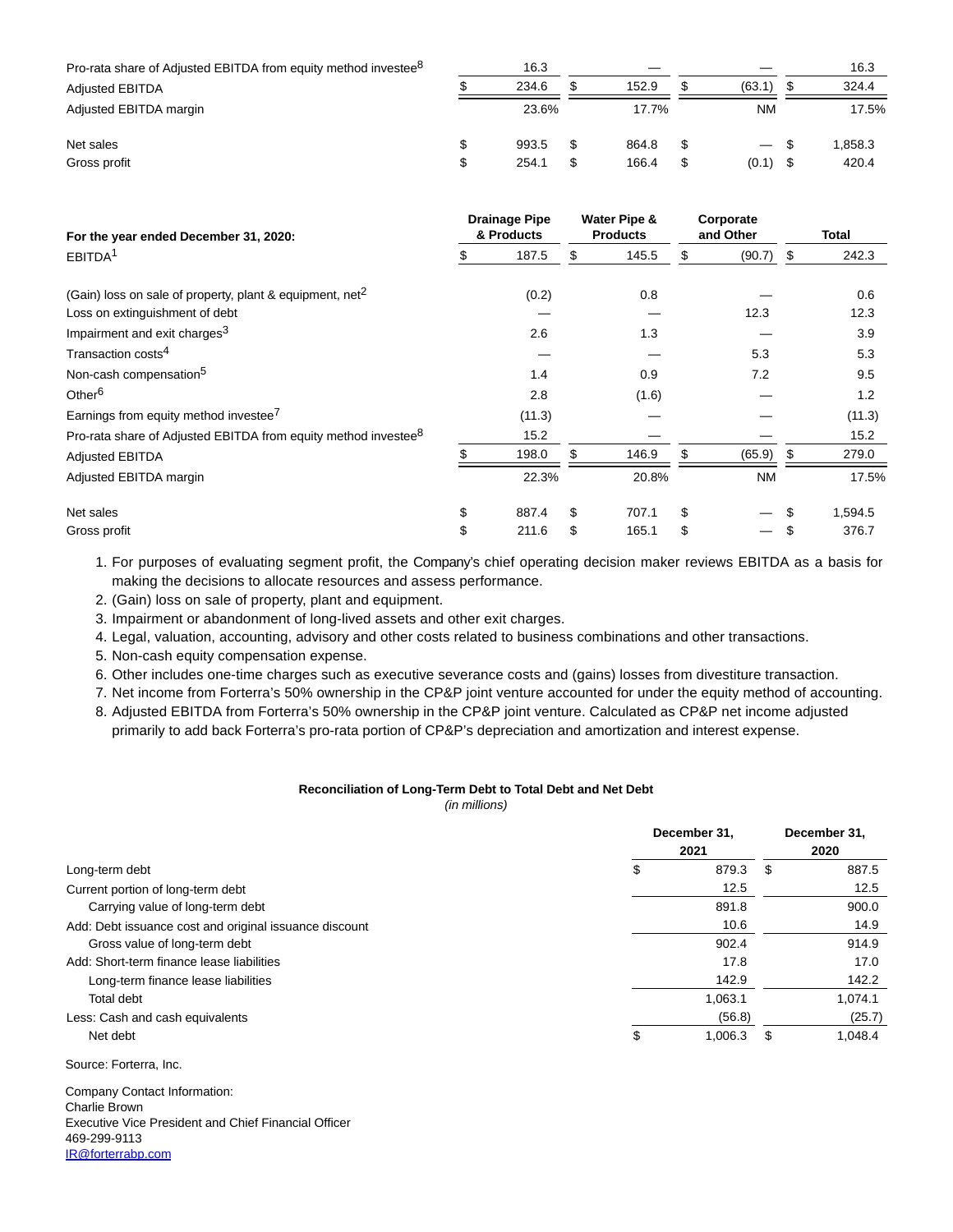| | Drainage Pipe & Products | Water Pipe & Products | Corporate and Other | Total |
|---|---|---|---|---|
| Pro-rata share of Adjusted EBITDA from equity method investee[8] | 16.3 | — | — | 16.3 |
| Adjusted EBITDA | $ 234.6 | $ 152.9 | $ (63.1) | $ 324.4 |
| Adjusted EBITDA margin | 23.6% | 17.7% | NM | 17.5% |
| | | | | |
| Net sales | $ 993.5 | $ 864.8 | $ — | $ 1,858.3 |
| Gross profit | $ 254.1 | $ 166.4 | $ (0.1) | $ 420.4 |

| For the year ended December 31, 2020: | Drainage Pipe & Products | Water Pipe & Products | Corporate and Other | Total |
|---|---|---|---|---|
| EBITDA[1] | $ 187.5 | $ 145.5 | $ (90.7) | $ 242.3 |
| | | | | |
| (Gain) loss on sale of property, plant & equipment, net[2] | (0.2) | 0.8 | — | 0.6 |
| Loss on extinguishment of debt | — | — | 12.3 | 12.3 |
| Impairment and exit charges[3] | 2.6 | 1.3 | — | 3.9 |
| Transaction costs[4] | — | — | 5.3 | 5.3 |
| Non-cash compensation[5] | 1.4 | 0.9 | 7.2 | 9.5 |
| Other[6] | 2.8 | (1.6) | — | 1.2 |
| Earnings from equity method investee[7] | (11.3) | — | — | (11.3) |
| Pro-rata share of Adjusted EBITDA from equity method investee[8] | 15.2 | — | — | 15.2 |
| Adjusted EBITDA | $ 198.0 | $ 146.9 | $ (65.9) | $ 279.0 |
| Adjusted EBITDA margin | 22.3% | 20.8% | NM | 17.5% |
| | | | | |
| Net sales | $ 887.4 | $ 707.1 | $ — | $ 1,594.5 |
| Gross profit | $ 211.6 | $ 165.1 | $ — | $ 376.7 |

1. For purposes of evaluating segment profit, the Company's chief operating decision maker reviews EBITDA as a basis for making the decisions to allocate resources and assess performance.
2. (Gain) loss on sale of property, plant and equipment.
3. Impairment or abandonment of long-lived assets and other exit charges.
4. Legal, valuation, accounting, advisory and other costs related to business combinations and other transactions.
5. Non-cash equity compensation expense.
6. Other includes one-time charges such as executive severance costs and (gains) losses from divestiture transaction.
7. Net income from Forterra's 50% ownership in the CP&P joint venture accounted for under the equity method of accounting.
8. Adjusted EBITDA from Forterra's 50% ownership in the CP&P joint venture. Calculated as CP&P net income adjusted primarily to add back Forterra's pro-rata portion of CP&P's depreciation and amortization and interest expense.

**Reconciliation of Long-Term Debt to Total Debt and Net Debt**

*(in millions)*

| | December 31, 2021 | December 31, 2020 |
|---|---|---|
| Long-term debt | $ 879.3 | $ 887.5 |
| Current portion of long-term debt | 12.5 | 12.5 |
| Carrying value of long-term debt | 891.8 | 900.0 |
| Add: Debt issuance cost and original issuance discount | 10.6 | 14.9 |
| Gross value of long-term debt | 902.4 | 914.9 |
| Add: Short-term finance lease liabilities | 17.8 | 17.0 |
| Long-term finance lease liabilities | 142.9 | 142.2 |
| Total debt | 1,063.1 | 1,074.1 |
| Less: Cash and cash equivalents | (56.8) | (25.7) |
| Net debt | $ 1,006.3 | $ 1,048.4 |

Source: Forterra, Inc.

Company Contact Information:
Charlie Brown
Executive Vice President and Chief Financial Officer
469-299-9113
IR@forterrabp.com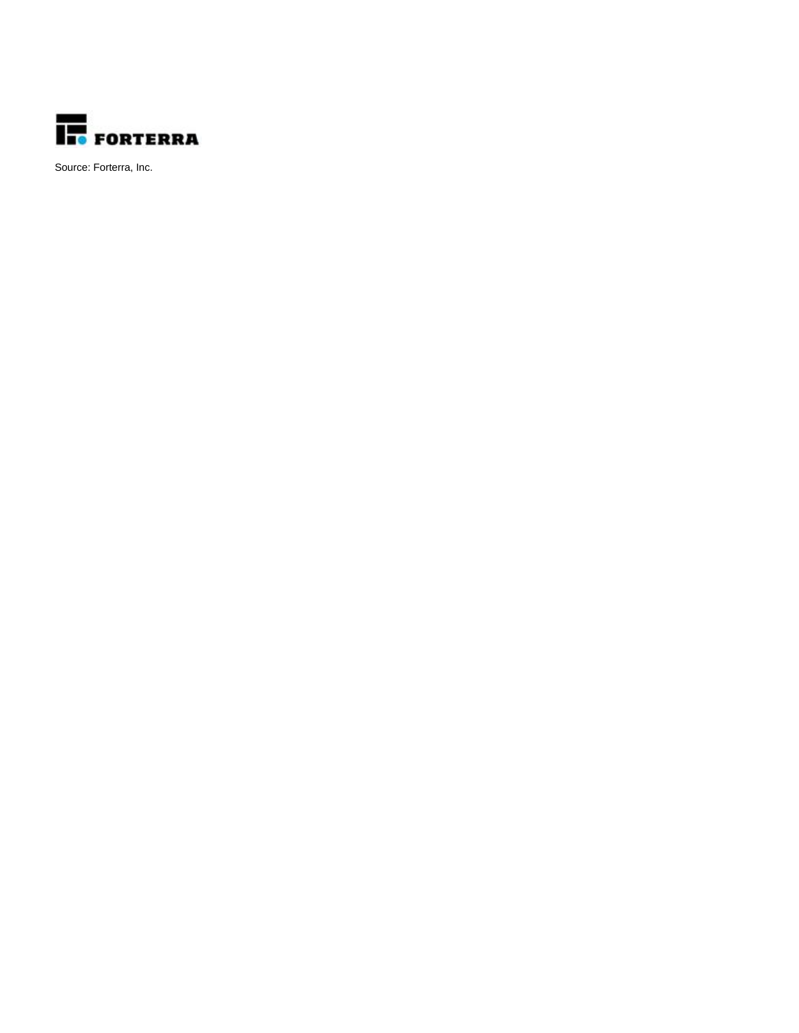FORTERRA

Source: Forterra, Inc.